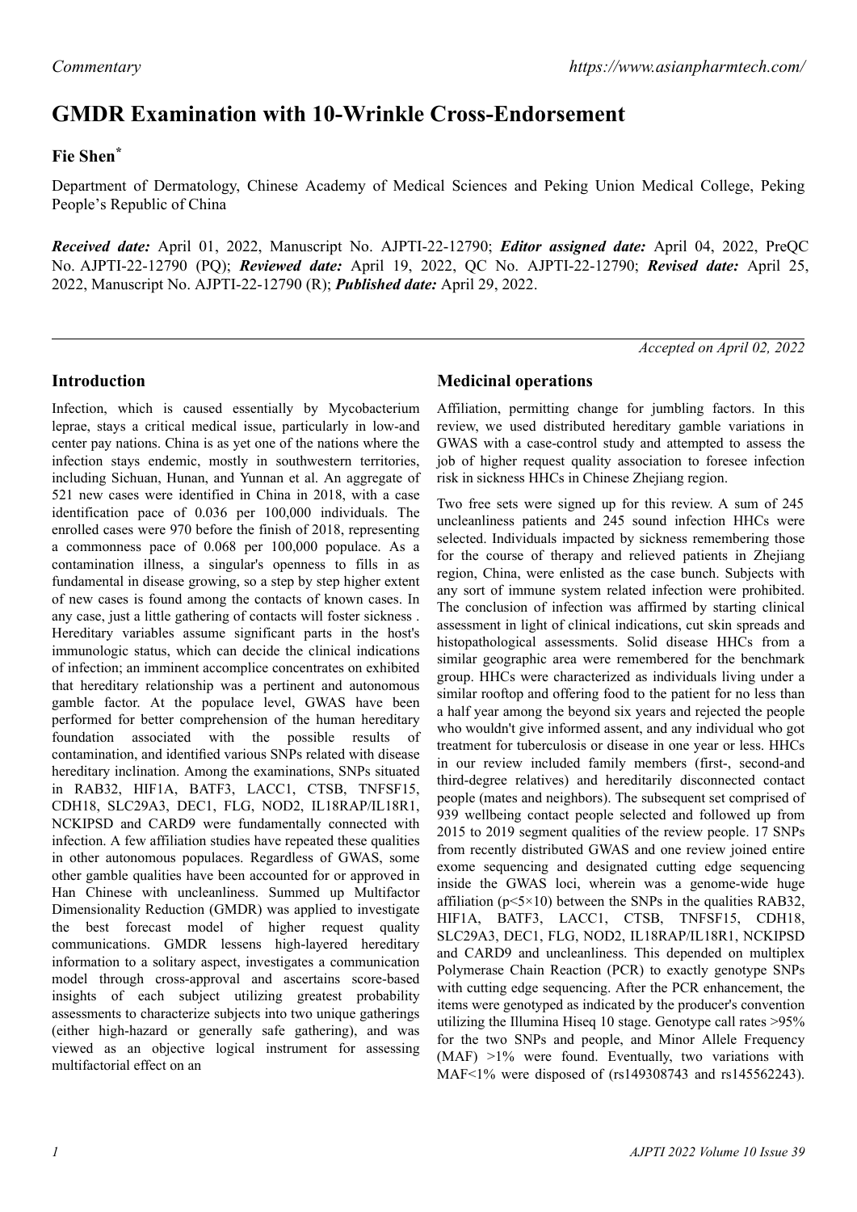*Commentary*

https://www.asianpharmtech.com/

# GMDR Examination with 10-Wrinkle Cross-Endorsement

## Fie Shen*

Department of Dermatology, Chinese Academy of Medical Sciences and Peking Union Medical College, Peking People's Republic of China

***Received date:*** April 01, 2022, Manuscript No. AJPTI-22-12790; ***Editor assigned date:*** April 04, 2022, PreQC No. AJPTI-22-12790 (PQ); ***Reviewed date:*** April 19, 2022, QC No. AJPTI-22-12790; ***Revised date:*** April 25, 2022, Manuscript No. AJPTI-22-12790 (R); ***Published date:*** April 29, 2022.

*Accepted on April 02, 2022*

## Introduction

Infection, which is caused essentially by Mycobacterium leprae, stays a critical medical issue, particularly in low-and center pay nations. China is as yet one of the nations where the infection stays endemic, mostly in southwestern territories, including Sichuan, Hunan, and Yunnan et al. An aggregate of 521 new cases were identified in China in 2018, with a case identification pace of 0.036 per 100,000 individuals. The enrolled cases were 970 before the finish of 2018, representing a commonness pace of 0.068 per 100,000 populace. As a contamination illness, a singular's openness to fills in as fundamental in disease growing, so a step by step higher extent of new cases is found among the contacts of known cases. In any case, just a little gathering of contacts will foster sickness . Hereditary variables assume significant parts in the host's immunologic status, which can decide the clinical indications of infection; an imminent accomplice concentrates on exhibited that hereditary relationship was a pertinent and autonomous gamble factor. At the populace level, GWAS have been performed for better comprehension of the human hereditary foundation associated with the possible results of contamination, and identified various SNPs related with disease hereditary inclination. Among the examinations, SNPs situated in RAB32, HIF1A, BATF3, LACC1, CTSB, TNFSF15, CDH18, SLC29A3, DEC1, FLG, NOD2, IL18RAP/IL18R1, NCKIPSD and CARD9 were fundamentally connected with infection. A few affiliation studies have repeated these qualities in other autonomous populaces. Regardless of GWAS, some other gamble qualities have been accounted for or approved in Han Chinese with uncleanliness. Summed up Multifactor Dimensionality Reduction (GMDR) was applied to investigate the best forecast model of higher request quality communications. GMDR lessens high-layered hereditary information to a solitary aspect, investigates a communication model through cross-approval and ascertains score-based insights of each subject utilizing greatest probability assessments to characterize subjects into two unique gatherings (either high-hazard or generally safe gathering), and was viewed as an objective logical instrument for assessing multifactorial effect on an

## Medicinal operations

Affiliation, permitting change for jumbling factors. In this review, we used distributed hereditary gamble variations in GWAS with a case-control study and attempted to assess the job of higher request quality association to foresee infection risk in sickness HHCs in Chinese Zhejiang region.

Two free sets were signed up for this review. A sum of 245 uncleanliness patients and 245 sound infection HHCs were selected. Individuals impacted by sickness remembering those for the course of therapy and relieved patients in Zhejiang region, China, were enlisted as the case bunch. Subjects with any sort of immune system related infection were prohibited. The conclusion of infection was affirmed by starting clinical assessment in light of clinical indications, cut skin spreads and histopathological assessments. Solid disease HHCs from a similar geographic area were remembered for the benchmark group. HHCs were characterized as individuals living under a similar rooftop and offering food to the patient for no less than a half year among the beyond six years and rejected the people who wouldn't give informed assent, and any individual who got treatment for tuberculosis or disease in one year or less. HHCs in our review included family members (first-, second-and third-degree relatives) and hereditarily disconnected contact people (mates and neighbors). The subsequent set comprised of 939 wellbeing contact people selected and followed up from 2015 to 2019 segment qualities of the review people. 17 SNPs from recently distributed GWAS and one review joined entire exome sequencing and designated cutting edge sequencing inside the GWAS loci, wherein was a genome-wide huge affiliation ($p<5\times10$) between the SNPs in the qualities RAB32, HIF1A, BATF3, LACC1, CTSB, TNFSF15, CDH18, SLC29A3, DEC1, FLG, NOD2, IL18RAP/IL18R1, NCKIPSD and CARD9 and uncleanliness. This depended on multiplex Polymerase Chain Reaction (PCR) to exactly genotype SNPs with cutting edge sequencing. After the PCR enhancement, the items were genotyped as indicated by the producer's convention utilizing the Illumina Hiseq 10 stage. Genotype call rates >95% for the two SNPs and people, and Minor Allele Frequency (MAF) >1% were found. Eventually, two variations with MAF<1% were disposed of (rs149308743 and rs145562243).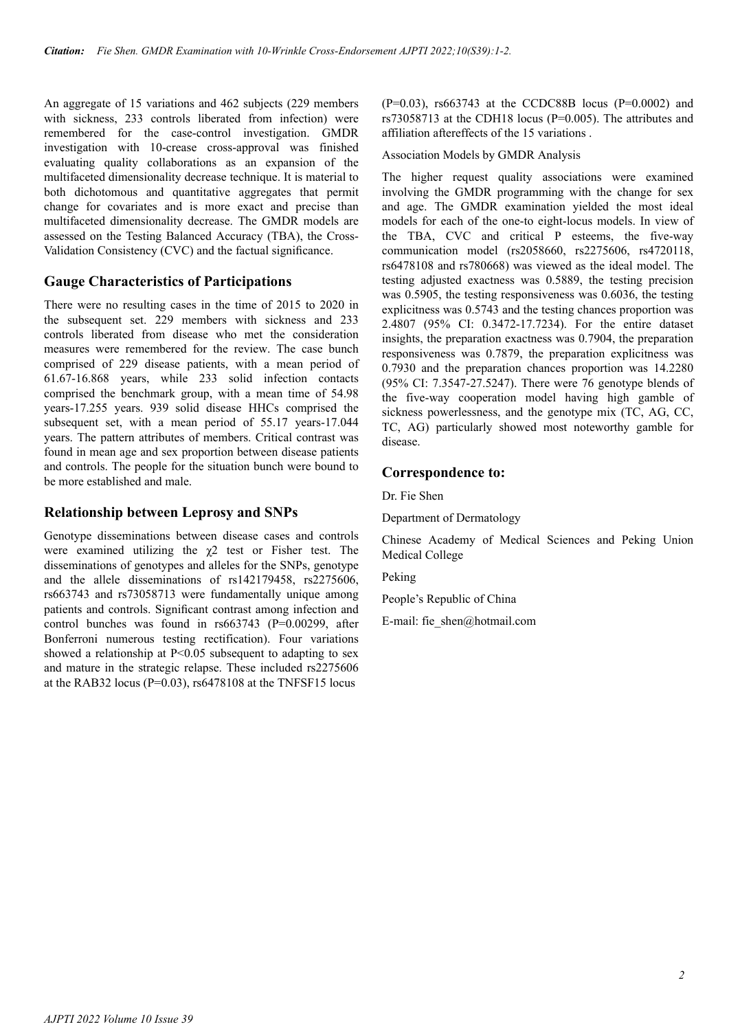An aggregate of 15 variations and 462 subjects (229 members with sickness, 233 controls liberated from infection) were remembered for the case-control investigation. GMDR investigation with 10-crease cross-approval was finished evaluating quality collaborations as an expansion of the multifaceted dimensionality decrease technique. It is material to both dichotomous and quantitative aggregates that permit change for covariates and is more exact and precise than multifaceted dimensionality decrease. The GMDR models are assessed on the Testing Balanced Accuracy (TBA), the Cross-Validation Consistency (CVC) and the factual significance.

## Gauge Characteristics of Participations

There were no resulting cases in the time of 2015 to 2020 in the subsequent set. 229 members with sickness and 233 controls liberated from disease who met the consideration measures were remembered for the review. The case bunch comprised of 229 disease patients, with a mean period of 61.67-16.868 years, while 233 solid infection contacts comprised the benchmark group, with a mean time of 54.98 years-17.255 years. 939 solid disease HHCs comprised the subsequent set, with a mean period of 55.17 years-17.044 years. The pattern attributes of members. Critical contrast was found in mean age and sex proportion between disease patients and controls. The people for the situation bunch were bound to be more established and male.

## Relationship between Leprosy and SNPs

Genotype disseminations between disease cases and controls were examined utilizing the $\chi 2$ test or Fisher test. The disseminations of genotypes and alleles for the SNPs, genotype and the allele disseminations of rs142179458, rs2275606, rs663743 and rs73058713 were fundamentally unique among patients and controls. Significant contrast among infection and control bunches was found in rs663743 (P=0.00299, after Bonferroni numerous testing rectification). Four variations showed a relationship at P<0.05 subsequent to adapting to sex and mature in the strategic relapse. These included rs2275606 at the RAB32 locus (P=0.03), rs6478108 at the TNFSF15 locus (P=0.03), rs663743 at the CCDC88B locus (P=0.0002) and rs73058713 at the CDH18 locus (P=0.005). The attributes and affiliation aftereffects of the 15 variations .

Association Models by GMDR Analysis

The higher request quality associations were examined involving the GMDR programming with the change for sex and age. The GMDR examination yielded the most ideal models for each of the one-to eight-locus models. In view of the TBA, CVC and critical P esteems, the five-way communication model (rs2058660, rs2275606, rs4720118, rs6478108 and rs780668) was viewed as the ideal model. The testing adjusted exactness was 0.5889, the testing precision was 0.5905, the testing responsiveness was 0.6036, the testing explicitness was 0.5743 and the testing chances proportion was 2.4807 (95% CI: 0.3472-17.7234). For the entire dataset insights, the preparation exactness was 0.7904, the preparation responsiveness was 0.7879, the preparation explicitness was 0.7930 and the preparation chances proportion was 14.2280 (95% CI: 7.3547-27.5247). There were 76 genotype blends of the five-way cooperation model having high gamble of sickness powerlessness, and the genotype mix (TC, AG, CC, TC, AG) particularly showed most noteworthy gamble for disease.

## Correspondence to:

Dr. Fie Shen

Department of Dermatology

Chinese Academy of Medical Sciences and Peking Union Medical College

Peking

People's Republic of China

E-mail: fie_shen@hotmail.com